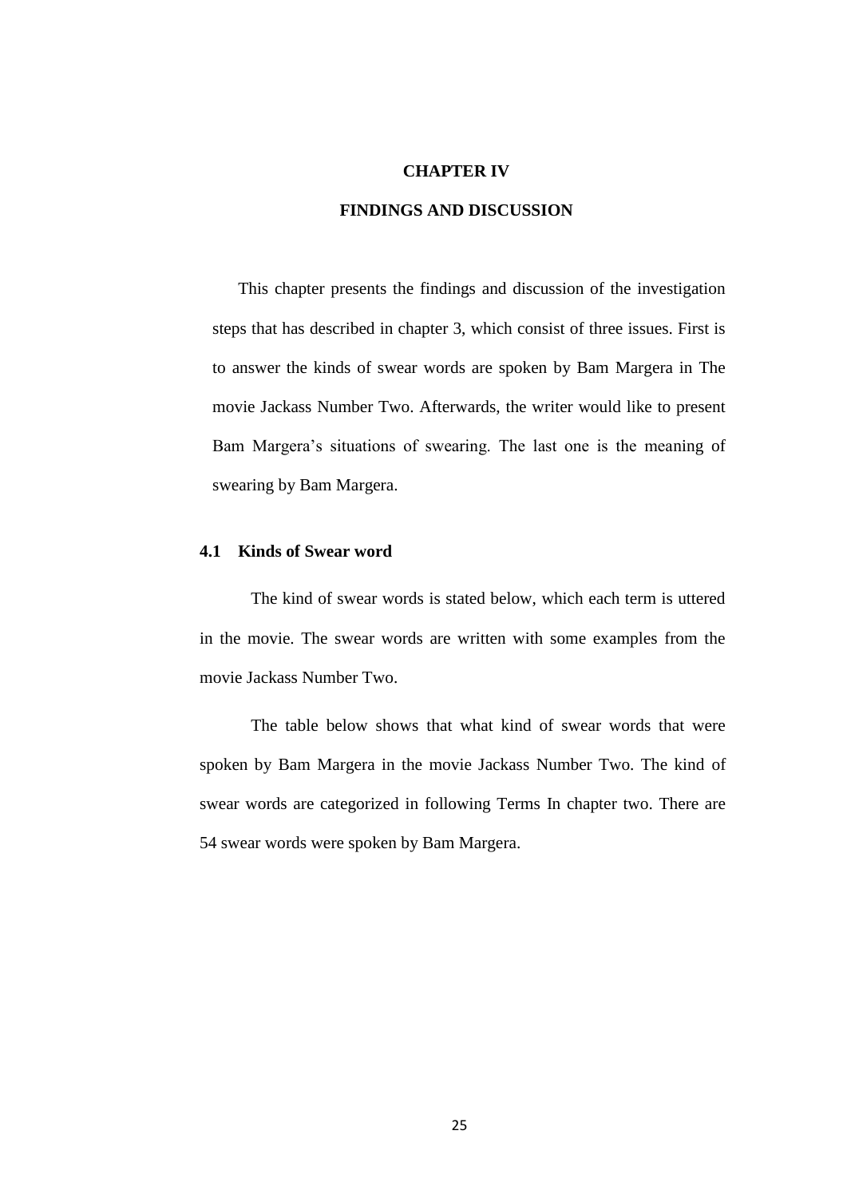# CHAPTER IV

# FINDINGS AND DISCUSSION

This chapter presents the findings and discussion of the investigation steps that has described in chapter 3, which consist of three issues. First is to answer the kinds of swear words are spoken by Bam Margera in The movie Jackass Number Two. Afterwards, the writer would like to present Bam Margera's situations of swearing. The last one is the meaning of swearing by Bam Margera.

## 4.1 Kinds of Swear word

The kind of swear words is stated below, which each term is uttered in the movie. The swear words are written with some examples from the movie Jackass Number Two.

The table below shows that what kind of swear words that were spoken by Bam Margera in the movie Jackass Number Two. The kind of swear words are categorized in following Terms In chapter two. There are 54 swear words were spoken by Bam Margera.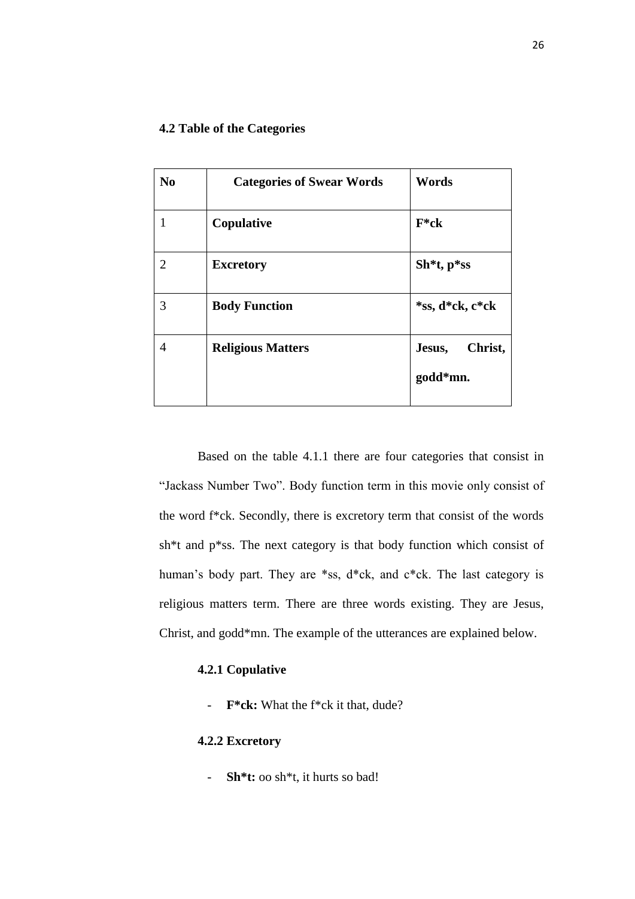### 4.2 Table of the Categories

| No | Categories of Swear Words | Words |
|---|---|---|
| 1 | **Copulative** | **F*ck** |
| 2 | **Excretory** | **Sh*t, p*ss** |
| 3 | **Body Function** | ***ss, d*ck, c*ck** |
| 4 | **Religious Matters** | **Jesus, Christ, godd*mn.** |

Based on the table 4.1.1 there are four categories that consist in "Jackass Number Two". Body function term in this movie only consist of the word f*ck. Secondly, there is excretory term that consist of the words sh*t and p*ss. The next category is that body function which consist of human's body part. They are *ss, d*ck, and c*ck. The last category is religious matters term. There are three words existing. They are Jesus, Christ, and godd*mn. The example of the utterances are explained below.

#### 4.2.1 Copulative

- **F*ck:** What the f*ck it that, dude?

#### 4.2.2 Excretory

- **Sh*t:** oo sh*t, it hurts so bad!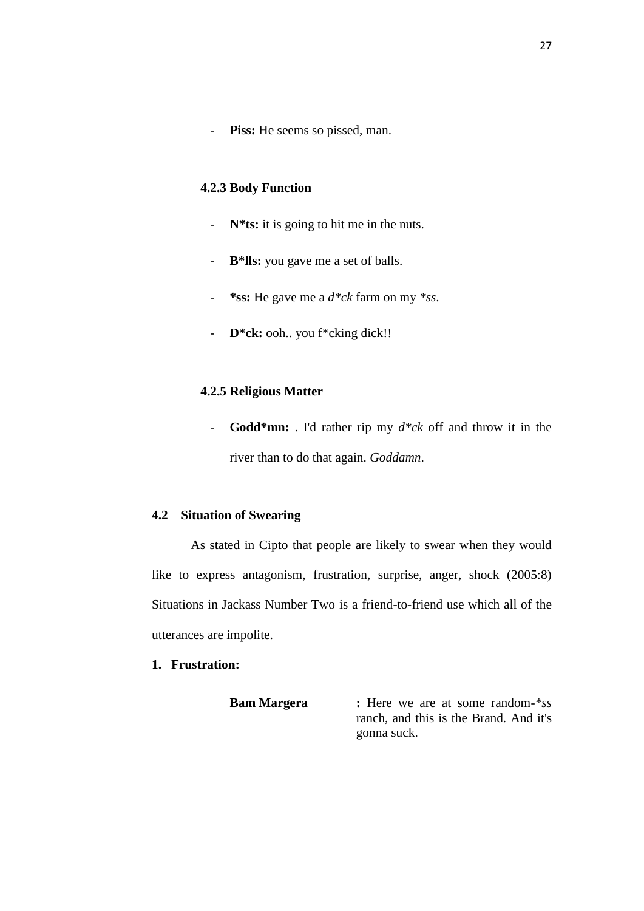- **Piss:** He seems so pissed, man.

### 4.2.3 Body Function

- **N*ts:** it is going to hit me in the nuts.
- **B*lls:** you gave me a set of balls.
- ***ss:** He gave me a *d*ck* farm on my **ss*.
- **D*ck:** ooh.. you f*cking dick!!

### 4.2.5 Religious Matter

- **Godd*mn:** . I'd rather rip my *d*ck* off and throw it in the river than to do that again. *Goddamn*.

## 4.2 Situation of Swearing

As stated in Cipto that people are likely to swear when they would like to express antagonism, frustration, surprise, anger, shock (2005:8) Situations in Jackass Number Two is a friend-to-friend use which all of the utterances are impolite.

**1. Frustration:**

| | |
|---|---|
| **Bam Margera** | **:** Here we are at some random-**ss* ranch, and this is the Brand. And it's gonna suck. |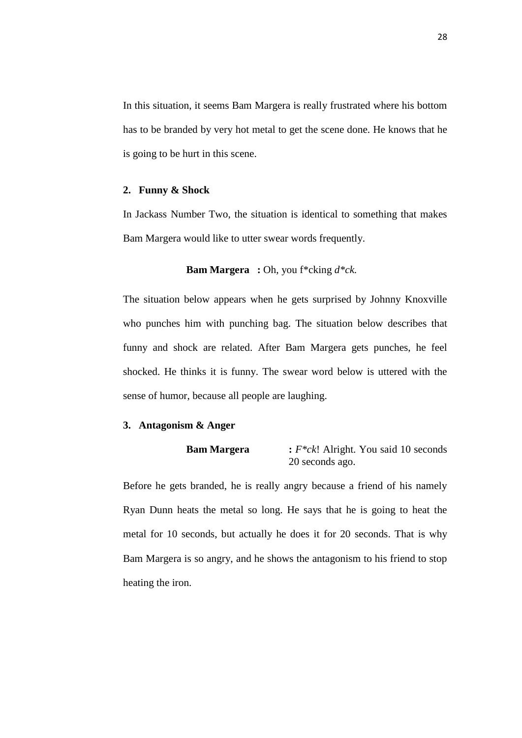In this situation, it seems Bam Margera is really frustrated where his bottom has to be branded by very hot metal to get the scene done. He knows that he is going to be hurt in this scene.

**2. Funny & Shock**

In Jackass Number Two, the situation is identical to something that makes Bam Margera would like to utter swear words frequently.

> **Bam Margera :** Oh, you f*cking *d*ck.*

The situation below appears when he gets surprised by Johnny Knoxville who punches him with punching bag. The situation below describes that funny and shock are related. After Bam Margera gets punches, he feel shocked. He thinks it is funny. The swear word below is uttered with the sense of humor, because all people are laughing.

**3. Antagonism & Anger**

> **Bam Margera :** *F*ck*! Alright. You said 10 seconds 20 seconds ago.

Before he gets branded, he is really angry because a friend of his namely Ryan Dunn heats the metal so long. He says that he is going to heat the metal for 10 seconds, but actually he does it for 20 seconds. That is why Bam Margera is so angry, and he shows the antagonism to his friend to stop heating the iron.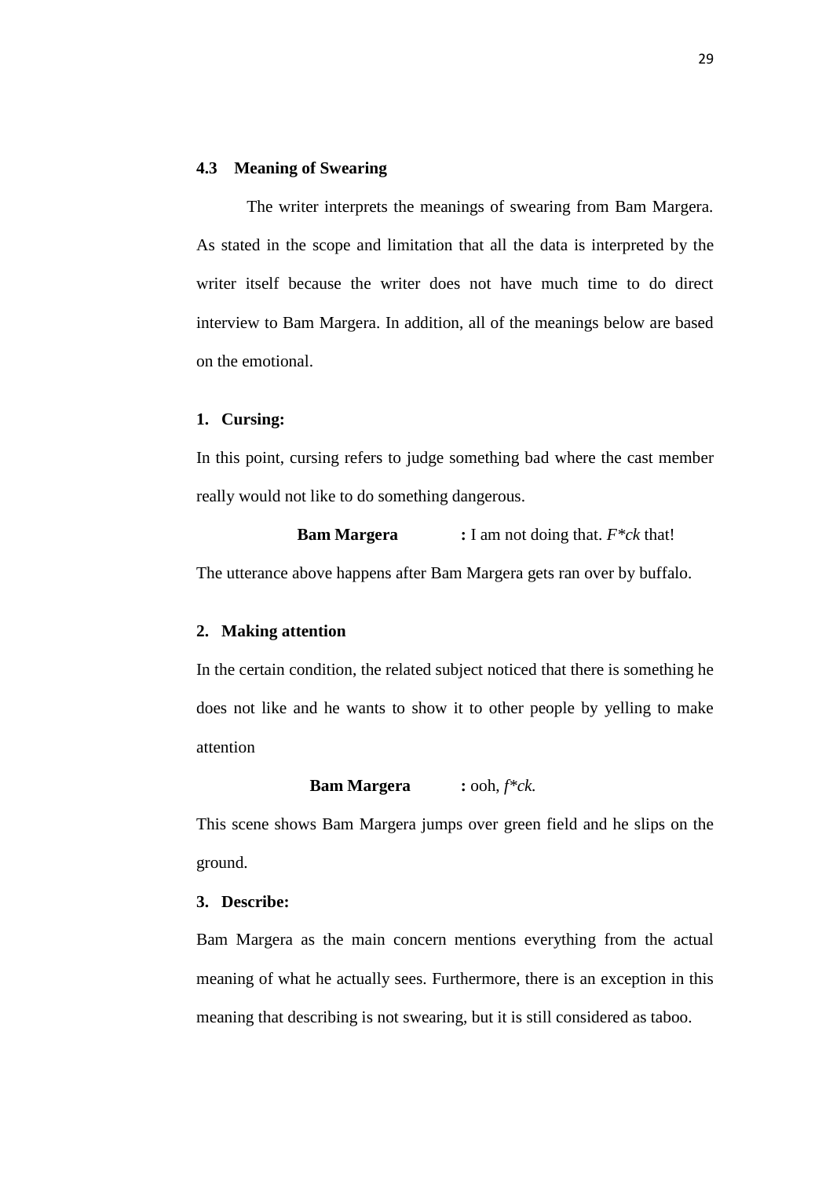### 4.3 Meaning of Swearing

The writer interprets the meanings of swearing from Bam Margera. As stated in the scope and limitation that all the data is interpreted by the writer itself because the writer does not have much time to do direct interview to Bam Margera. In addition, all of the meanings below are based on the emotional.

**1. Cursing:**

In this point, cursing refers to judge something bad where the cast member really would not like to do something dangerous.

**Bam Margera** **:** I am not doing that. *F*ck* that!

The utterance above happens after Bam Margera gets ran over by buffalo.

**2. Making attention**

In the certain condition, the related subject noticed that there is something he does not like and he wants to show it to other people by yelling to make attention

**Bam Margera** **:** ooh, *f*ck.*

This scene shows Bam Margera jumps over green field and he slips on the ground.

**3. Describe:**

Bam Margera as the main concern mentions everything from the actual meaning of what he actually sees. Furthermore, there is an exception in this meaning that describing is not swearing, but it is still considered as taboo.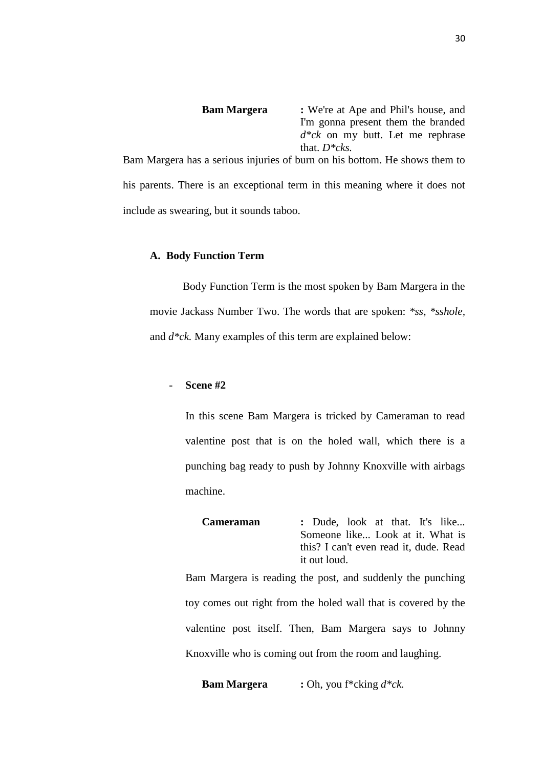**Bam Margera** : We're at Ape and Phil's house, and I'm gonna present them the branded *d*ck* on my butt. Let me rephrase that. *D*cks.*

Bam Margera has a serious injuries of burn on his bottom. He shows them to his parents. There is an exceptional term in this meaning where it does not include as swearing, but it sounds taboo.

### A. Body Function Term

Body Function Term is the most spoken by Bam Margera in the movie Jackass Number Two. The words that are spoken: **ss*, **sshole*, and *d*ck.* Many examples of this term are explained below:

- **Scene #2**

  In this scene Bam Margera is tricked by Cameraman to read valentine post that is on the holed wall, which there is a punching bag ready to push by Johnny Knoxville with airbags machine.

  **Cameraman** : Dude, look at that. It's like... Someone like... Look at it. What is this? I can't even read it, dude. Read it out loud.

  Bam Margera is reading the post, and suddenly the punching toy comes out right from the holed wall that is covered by the valentine post itself. Then, Bam Margera says to Johnny Knoxville who is coming out from the room and laughing.

  **Bam Margera** : Oh, you f*cking *d*ck.*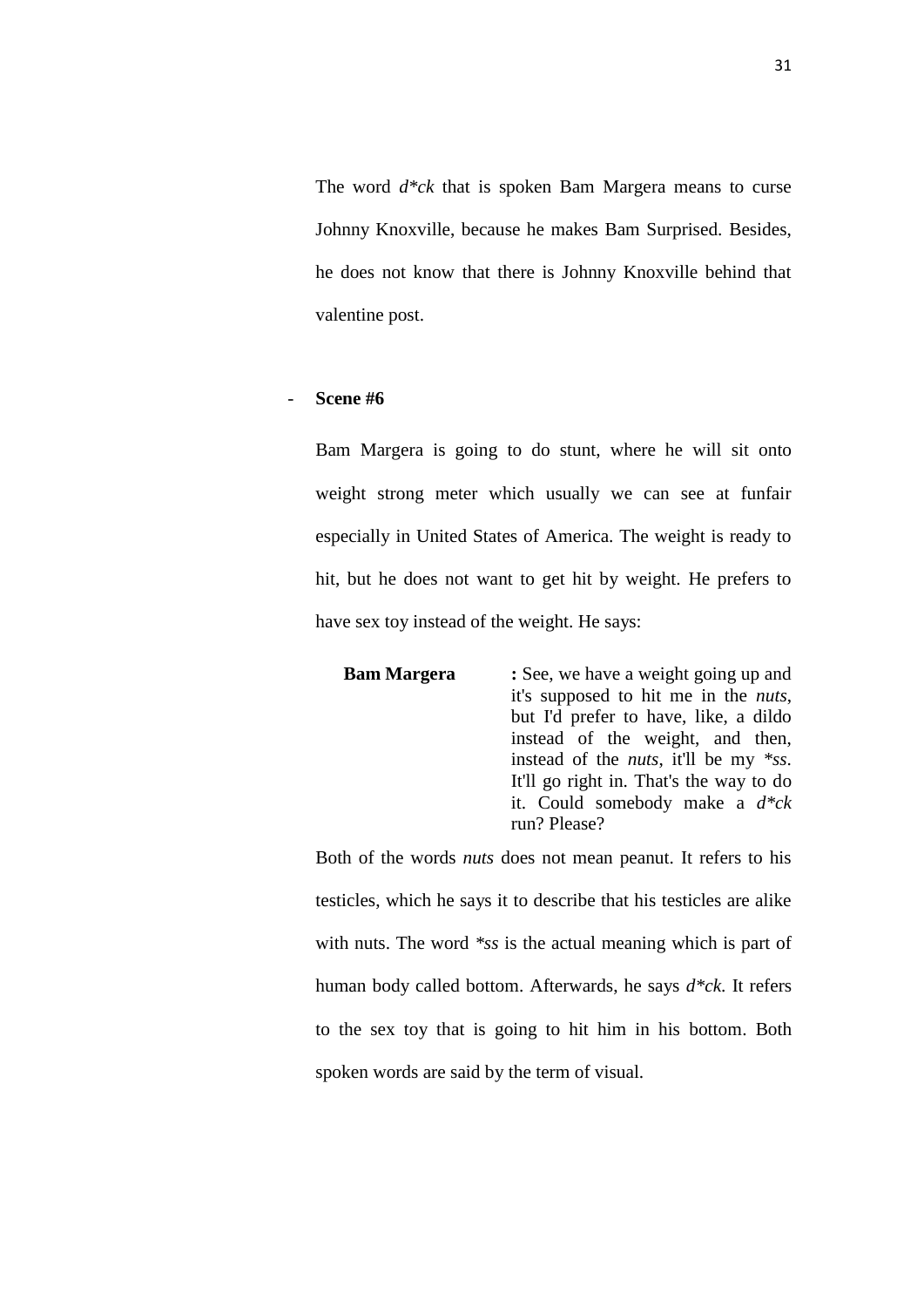The word *d\*ck* that is spoken Bam Margera means to curse Johnny Knoxville, because he makes Bam Surprised. Besides, he does not know that there is Johnny Knoxville behind that valentine post.

- **Scene #6**

Bam Margera is going to do stunt, where he will sit onto weight strong meter which usually we can see at funfair especially in United States of America. The weight is ready to hit, but he does not want to get hit by weight. He prefers to have sex toy instead of the weight. He says:

| | |
|---|---|
| **Bam Margera** | **:** See, we have a weight going up and it's supposed to hit me in the *nuts*, but I'd prefer to have, like, a dildo instead of the weight, and then, instead of the *nuts*, it'll be my *\*ss*. It'll go right in. That's the way to do it. Could somebody make a *d\*ck* run? Please? |

Both of the words *nuts* does not mean peanut. It refers to his testicles, which he says it to describe that his testicles are alike with nuts. The word *\*ss* is the actual meaning which is part of human body called bottom. Afterwards, he says *d\*ck.* It refers to the sex toy that is going to hit him in his bottom. Both spoken words are said by the term of visual.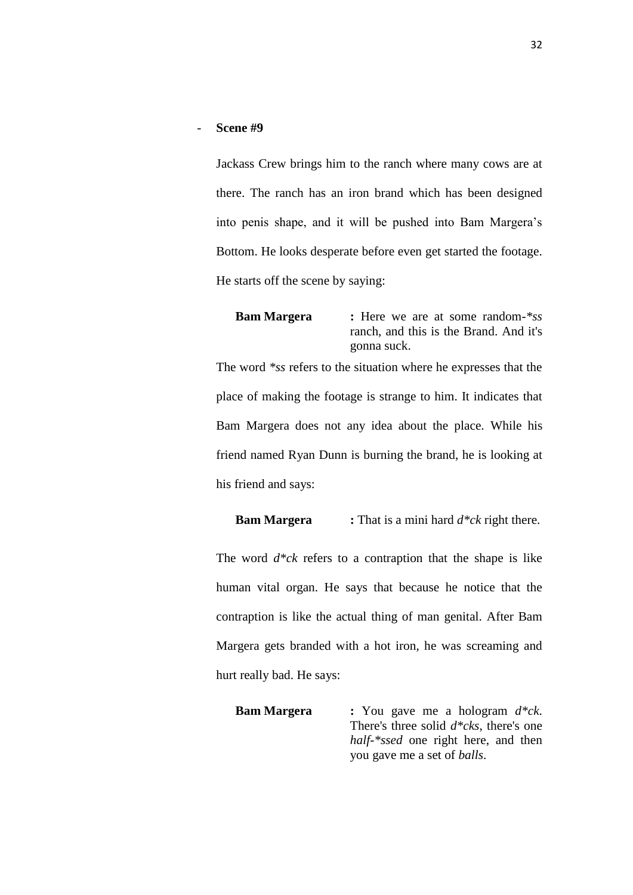- **Scene #9**

Jackass Crew brings him to the ranch where many cows are at there. The ranch has an iron brand which has been designed into penis shape, and it will be pushed into Bam Margera's Bottom. He looks desperate before even get started the footage. He starts off the scene by saying:

**Bam Margera** : Here we are at some random-*\*ss* ranch, and this is the Brand. And it's gonna suck.

The word *\*ss* refers to the situation where he expresses that the place of making the footage is strange to him. It indicates that Bam Margera does not any idea about the place. While his friend named Ryan Dunn is burning the brand, he is looking at his friend and says:

**Bam Margera** : That is a mini hard *d\*ck* right there.

The word *d\*ck* refers to a contraption that the shape is like human vital organ. He says that because he notice that the contraption is like the actual thing of man genital. After Bam Margera gets branded with a hot iron, he was screaming and hurt really bad. He says:

**Bam Margera** : You gave me a hologram *d\*ck*. There's three solid *d\*cks*, there's one *half-\*ssed* one right here, and then you gave me a set of *balls*.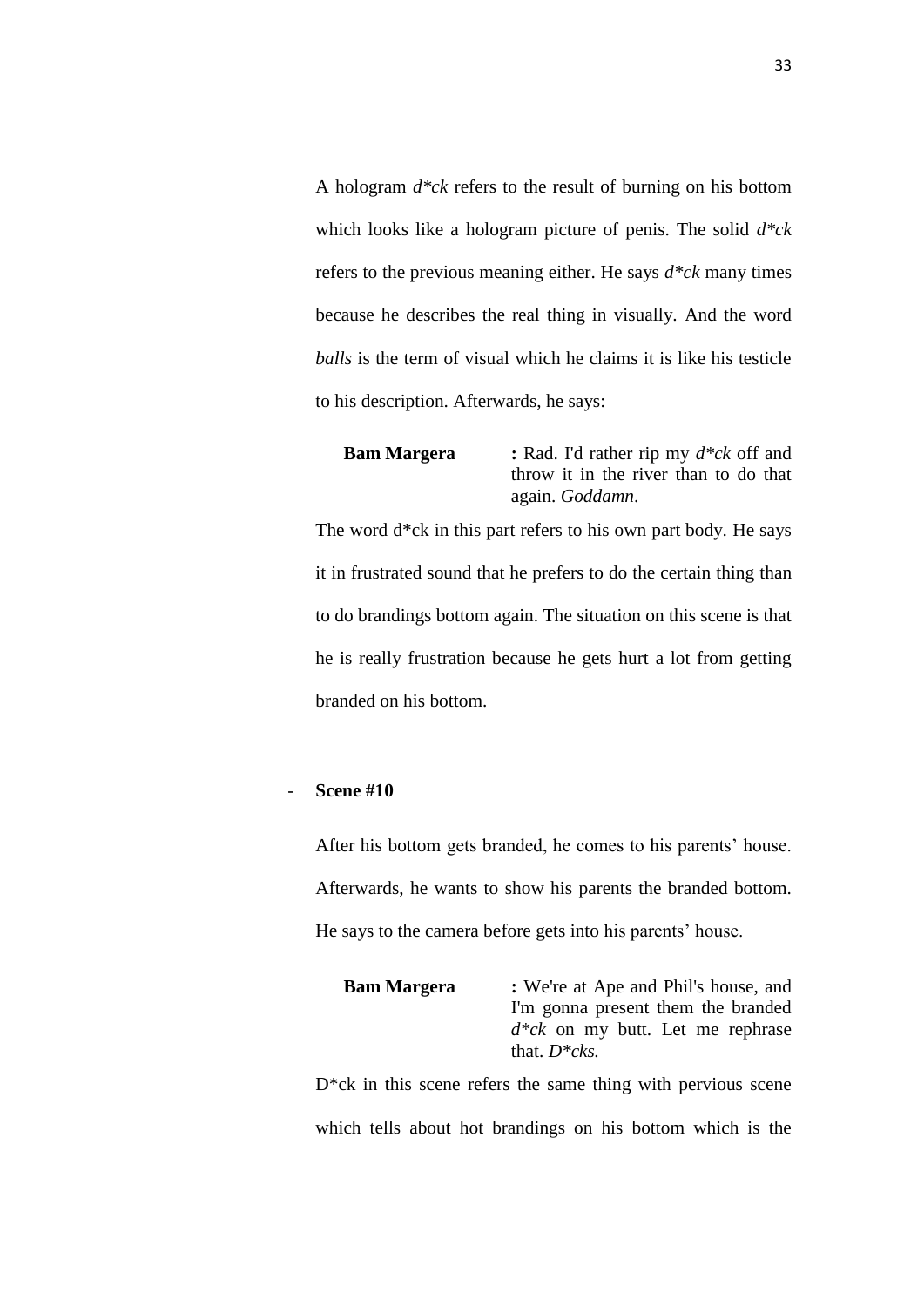A hologram *d\*ck* refers to the result of burning on his bottom which looks like a hologram picture of penis. The solid *d\*ck* refers to the previous meaning either. He says *d\*ck* many times because he describes the real thing in visually. And the word *balls* is the term of visual which he claims it is like his testicle to his description. Afterwards, he says:

**Bam Margera** : Rad. I'd rather rip my *d\*ck* off and throw it in the river than to do that again. *Goddamn*.

The word d*ck in this part refers to his own part body. He says it in frustrated sound that he prefers to do the certain thing than to do brandings bottom again. The situation on this scene is that he is really frustration because he gets hurt a lot from getting branded on his bottom.

- **Scene #10**

After his bottom gets branded, he comes to his parents' house. Afterwards, he wants to show his parents the branded bottom. He says to the camera before gets into his parents' house.

**Bam Margera** : We're at Ape and Phil's house, and I'm gonna present them the branded *d\*ck* on my butt. Let me rephrase that. *D\*cks.*

D*ck in this scene refers the same thing with pervious scene which tells about hot brandings on his bottom which is the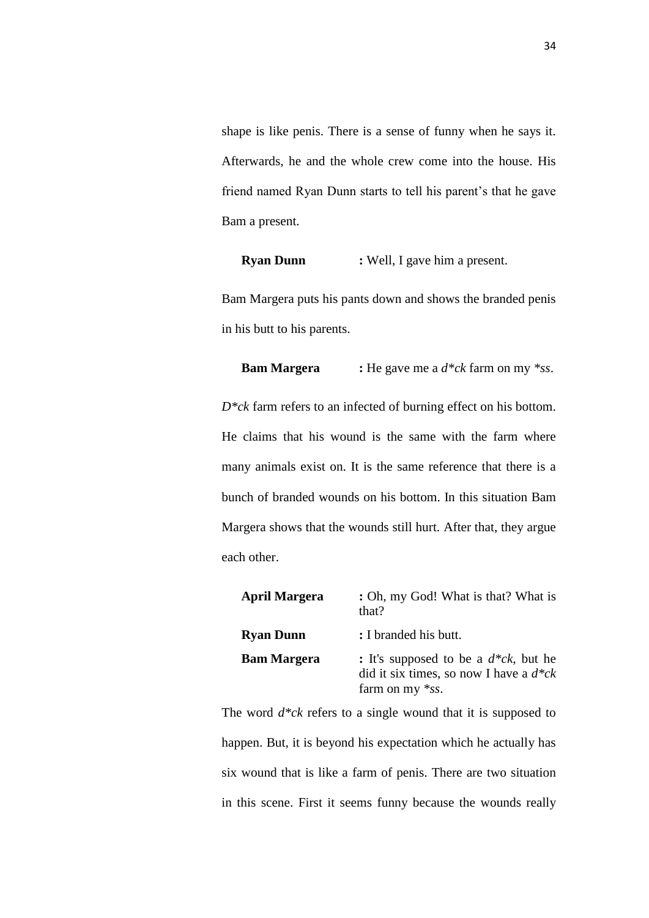shape is like penis. There is a sense of funny when he says it. Afterwards, he and the whole crew come into the house. His friend named Ryan Dunn starts to tell his parent's that he gave Bam a present.

**Ryan Dunn** : Well, I gave him a present.

Bam Margera puts his pants down and shows the branded penis in his butt to his parents.

**Bam Margera** : He gave me a *d*ck* farm on my **ss*.

*D*ck* farm refers to an infected of burning effect on his bottom. He claims that his wound is the same with the farm where many animals exist on. It is the same reference that there is a bunch of branded wounds on his bottom. In this situation Bam Margera shows that the wounds still hurt. After that, they argue each other.

| | |
|---|---|
| **April Margera** | : Oh, my God! What is that? What is that? |
| **Ryan Dunn** | : I branded his butt. |
| **Bam Margera** | : It's supposed to be a *d*ck*, but he did it six times, so now I have a *d*ck* farm on my **ss*. |

The word *d*ck* refers to a single wound that it is supposed to happen. But, it is beyond his expectation which he actually has six wound that is like a farm of penis. There are two situation in this scene. First it seems funny because the wounds really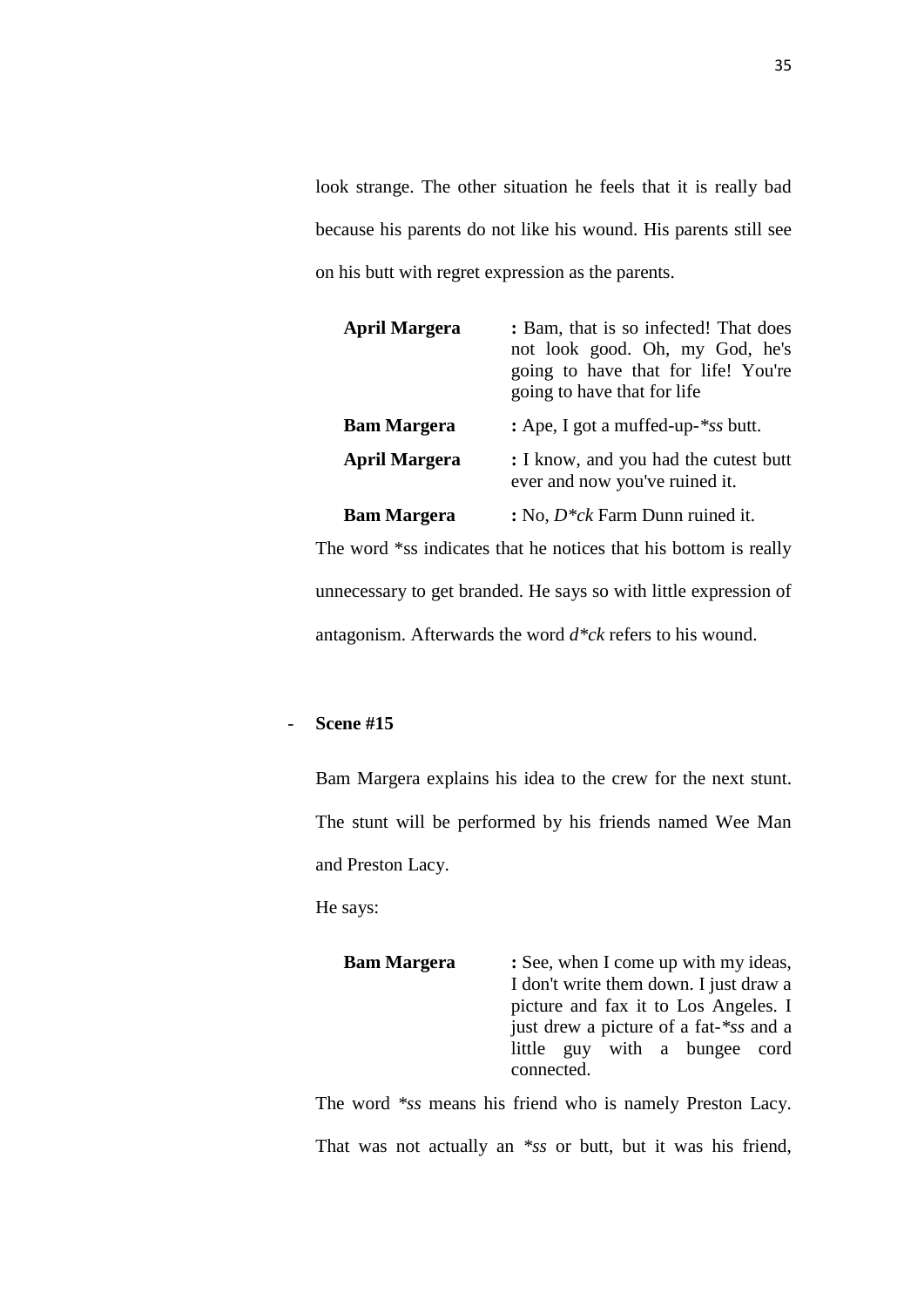look strange. The other situation he feels that it is really bad because his parents do not like his wound. His parents still see on his butt with regret expression as the parents.

| | |
|---|---|
| **April Margera** | **:** Bam, that is so infected! That does not look good. Oh, my God, he's going to have that for life! You're going to have that for life |
| **Bam Margera** | **:** Ape, I got a muffed-up-*\*ss* butt. |
| **April Margera** | **:** I know, and you had the cutest butt ever and now you've ruined it. |
| **Bam Margera** | **:** No, *D\*ck* Farm Dunn ruined it. |

The word *ss indicates that he notices that his bottom is really unnecessary to get branded. He says so with little expression of antagonism. Afterwards the word *d\*ck* refers to his wound.

- **Scene #15**

Bam Margera explains his idea to the crew for the next stunt. The stunt will be performed by his friends named Wee Man and Preston Lacy.

He says:

| | |
|---|---|
| **Bam Margera** | **:** See, when I come up with my ideas, I don't write them down. I just draw a picture and fax it to Los Angeles. I just drew a picture of a fat-*\*ss* and a little guy with a bungee cord connected. |

The word *\*ss* means his friend who is namely Preston Lacy. That was not actually an *\*ss* or butt, but it was his friend,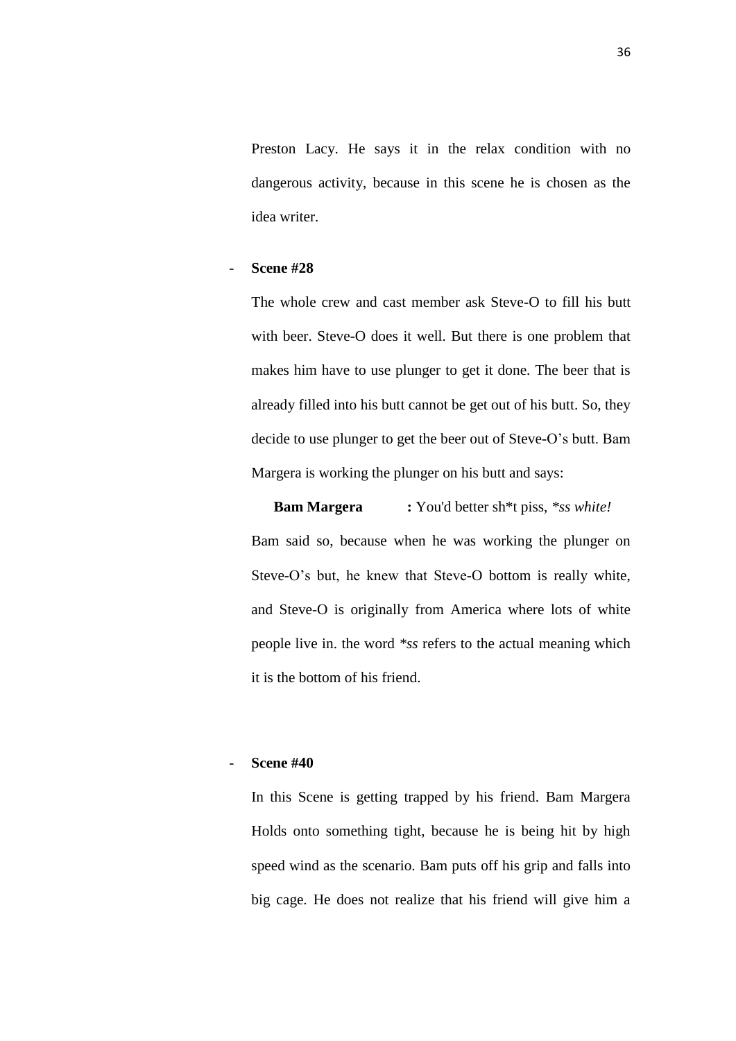Preston Lacy. He says it in the relax condition with no dangerous activity, because in this scene he is chosen as the idea writer.

- **Scene #28**

  The whole crew and cast member ask Steve-O to fill his butt with beer. Steve-O does it well. But there is one problem that makes him have to use plunger to get it done. The beer that is already filled into his butt cannot be get out of his butt. So, they decide to use plunger to get the beer out of Steve-O's butt. Bam Margera is working the plunger on his butt and says:

  **Bam Margera** **:** You'd better sh*t piss, *\*ss white!*

  Bam said so, because when he was working the plunger on Steve-O's but, he knew that Steve-O bottom is really white, and Steve-O is originally from America where lots of white people live in. the word *\*ss* refers to the actual meaning which it is the bottom of his friend.

- **Scene #40**

  In this Scene is getting trapped by his friend. Bam Margera Holds onto something tight, because he is being hit by high speed wind as the scenario. Bam puts off his grip and falls into big cage. He does not realize that his friend will give him a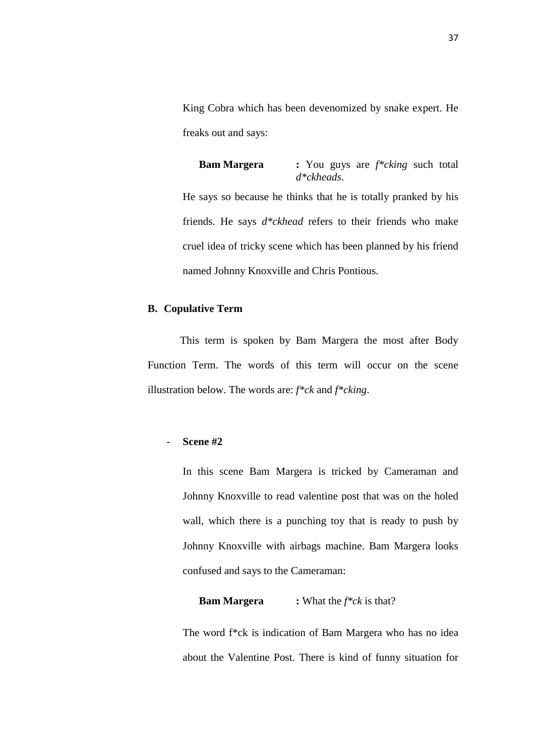King Cobra which has been devenomized by snake expert. He freaks out and says:

**Bam Margera** **:** You guys are *f*cking* such total *d*ckheads*.

He says so because he thinks that he is totally pranked by his friends. He says *d*ckhead* refers to their friends who make cruel idea of tricky scene which has been planned by his friend named Johnny Knoxville and Chris Pontious.

## B. Copulative Term

This term is spoken by Bam Margera the most after Body Function Term. The words of this term will occur on the scene illustration below. The words are: *f*ck* and *f*cking*.

- **Scene #2**

In this scene Bam Margera is tricked by Cameraman and Johnny Knoxville to read valentine post that was on the holed wall, which there is a punching toy that is ready to push by Johnny Knoxville with airbags machine. Bam Margera looks confused and says to the Cameraman:

**Bam Margera** **:** What the *f*ck* is that?

The word f*ck is indication of Bam Margera who has no idea about the Valentine Post. There is kind of funny situation for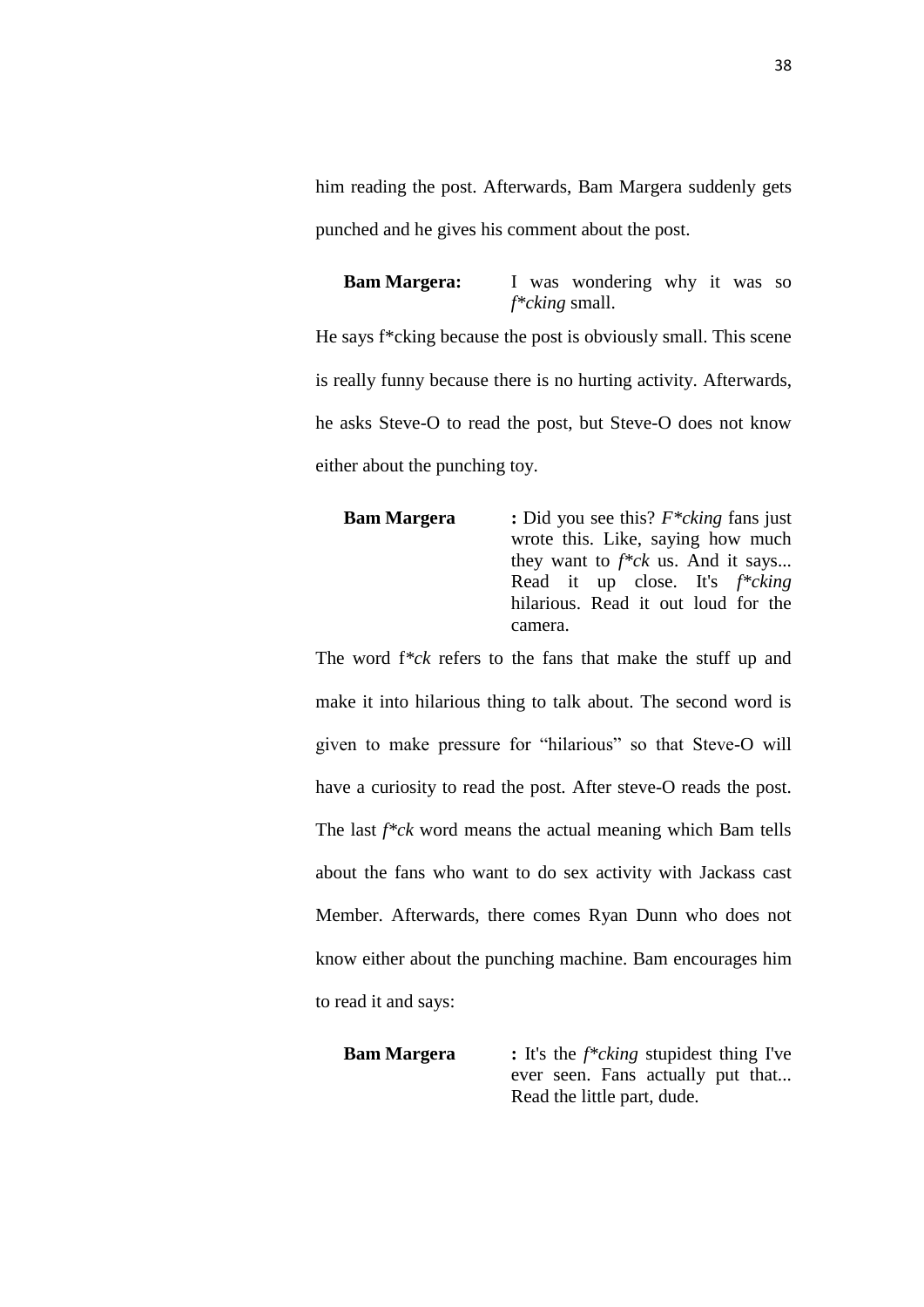him reading the post. Afterwards, Bam Margera suddenly gets punched and he gives his comment about the post.

> **Bam Margera:** I was wondering why it was so *f*cking* small.

He says f*cking because the post is obviously small. This scene is really funny because there is no hurting activity. Afterwards, he asks Steve-O to read the post, but Steve-O does not know either about the punching toy.

> **Bam Margera** **:** Did you see this? *F*cking* fans just wrote this. Like, saying how much they want to *f*ck* us. And it says... Read it up close. It's *f*cking* hilarious. Read it out loud for the camera.

The word f*ck* refers to the fans that make the stuff up and make it into hilarious thing to talk about. The second word is given to make pressure for "hilarious" so that Steve-O will have a curiosity to read the post. After steve-O reads the post. The last *f*ck* word means the actual meaning which Bam tells about the fans who want to do sex activity with Jackass cast Member. Afterwards, there comes Ryan Dunn who does not know either about the punching machine. Bam encourages him to read it and says:

> **Bam Margera** **:** It's the *f*cking* stupidest thing I've ever seen. Fans actually put that... Read the little part, dude.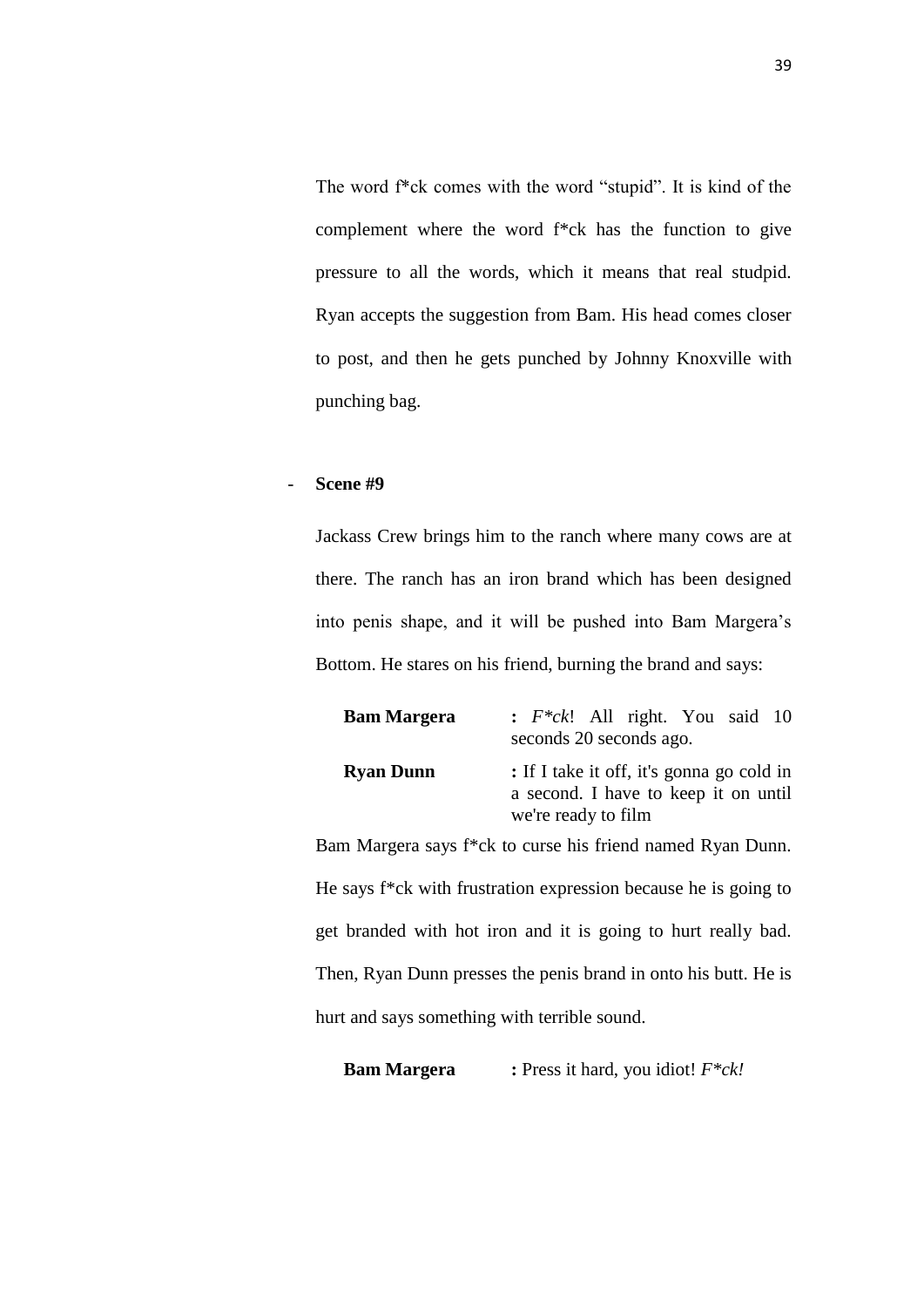The word f*ck comes with the word “stupid”. It is kind of the complement where the word f*ck has the function to give pressure to all the words, which it means that real studpid. Ryan accepts the suggestion from Bam. His head comes closer to post, and then he gets punched by Johnny Knoxville with punching bag.

- **Scene #9**

Jackass Crew brings him to the ranch where many cows are at there. The ranch has an iron brand which has been designed into penis shape, and it will be pushed into Bam Margera’s Bottom. He stares on his friend, burning the brand and says:

| | |
|---|---|
| **Bam Margera** | **:** *F*ck*! All right. You said 10 seconds 20 seconds ago. |
| **Ryan Dunn** | **:** If I take it off, it's gonna go cold in a second. I have to keep it on until we're ready to film |

Bam Margera says f*ck to curse his friend named Ryan Dunn. He says f*ck with frustration expression because he is going to get branded with hot iron and it is going to hurt really bad. Then, Ryan Dunn presses the penis brand in onto his butt. He is hurt and says something with terrible sound.

| | |
|---|---|
| **Bam Margera** | **:** Press it hard, you idiot! *F*ck!* |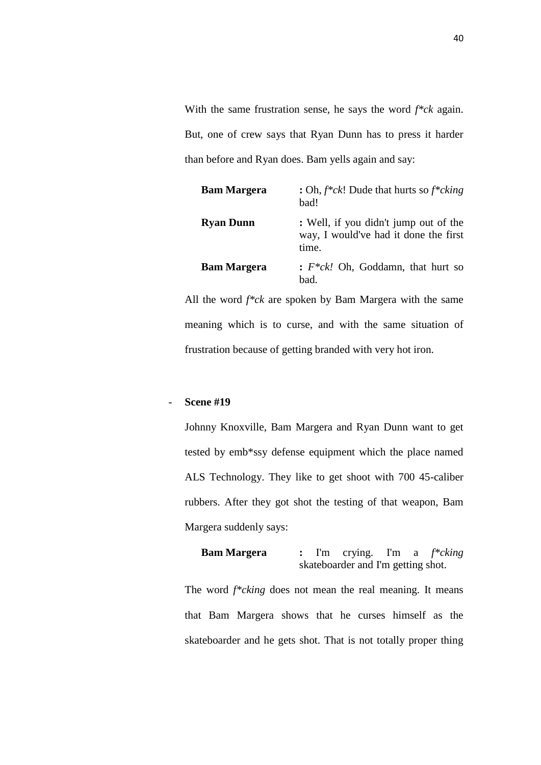With the same frustration sense, he says the word *f*ck* again. But, one of crew says that Ryan Dunn has to press it harder than before and Ryan does. Bam yells again and say:

| | |
|---|---|
| **Bam Margera** | **:** Oh, *f*ck*! Dude that hurts so *f*cking* bad! |
| **Ryan Dunn** | **:** Well, if you didn't jump out of the way, I would've had it done the first time. |
| **Bam Margera** | **:** *F*ck!* Oh, Goddamn, that hurt so bad. |

All the word *f*ck* are spoken by Bam Margera with the same meaning which is to curse, and with the same situation of frustration because of getting branded with very hot iron.

- **Scene #19**

Johnny Knoxville, Bam Margera and Ryan Dunn want to get tested by emb*ssy defense equipment which the place named ALS Technology. They like to get shoot with 700 45-caliber rubbers. After they got shot the testing of that weapon, Bam Margera suddenly says:

| | |
|---|---|
| **Bam Margera** | **:** I'm crying. I'm a *f*cking* skateboarder and I'm getting shot. |

The word *f*cking* does not mean the real meaning. It means that Bam Margera shows that he curses himself as the skateboarder and he gets shot. That is not totally proper thing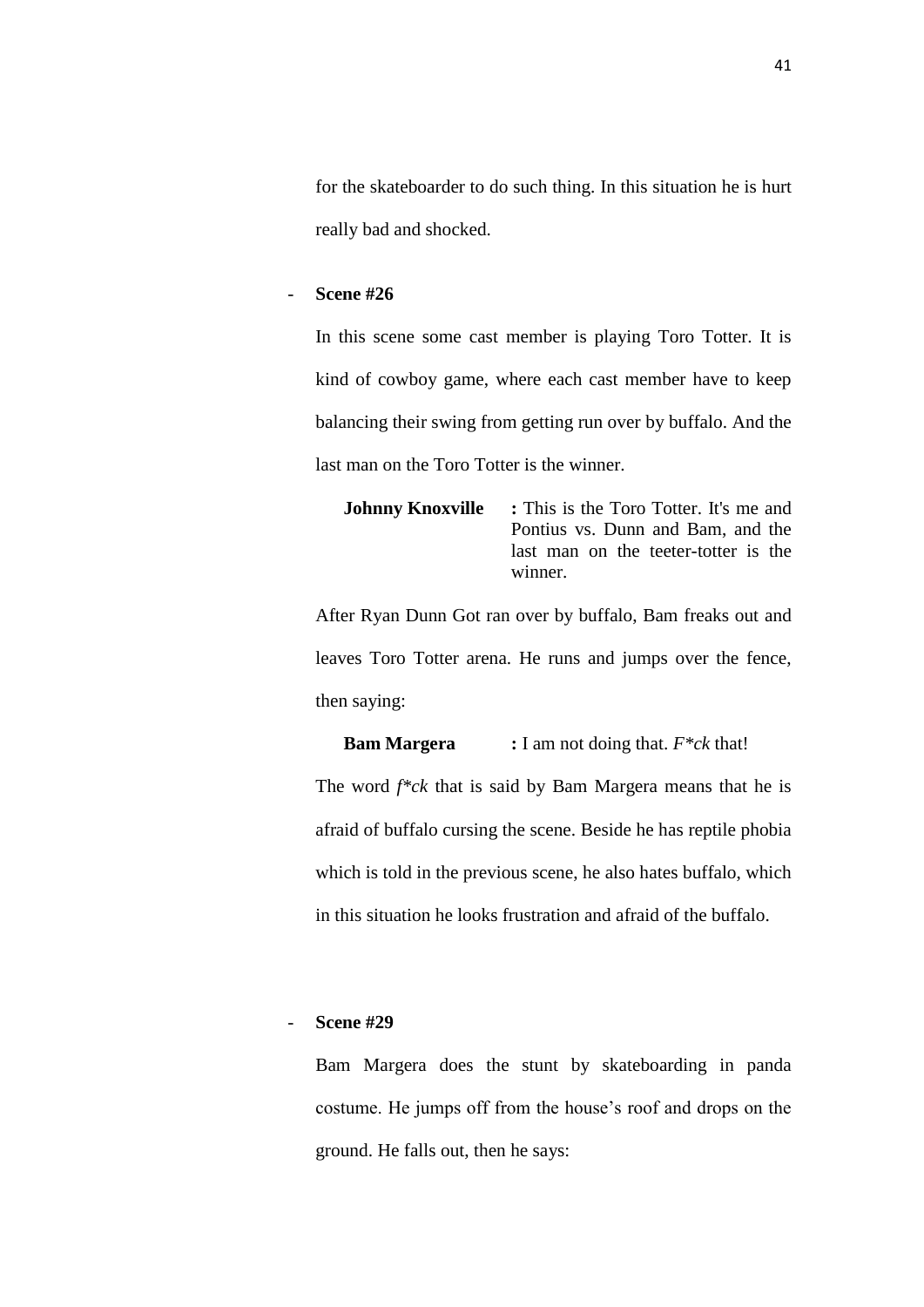for the skateboarder to do such thing. In this situation he is hurt really bad and shocked.

- **Scene #26**

  In this scene some cast member is playing Toro Totter. It is kind of cowboy game, where each cast member have to keep balancing their swing from getting run over by buffalo. And the last man on the Toro Totter is the winner.

  **Johnny Knoxville** **:** This is the Toro Totter. It's me and Pontius vs. Dunn and Bam, and the last man on the teeter-totter is the winner.

  After Ryan Dunn Got ran over by buffalo, Bam freaks out and leaves Toro Totter arena. He runs and jumps over the fence, then saying:

  **Bam Margera** **:** I am not doing that. *F*ck* that!

  The word *f*ck* that is said by Bam Margera means that he is afraid of buffalo cursing the scene. Beside he has reptile phobia which is told in the previous scene, he also hates buffalo, which in this situation he looks frustration and afraid of the buffalo.

- **Scene #29**

  Bam Margera does the stunt by skateboarding in panda costume. He jumps off from the house's roof and drops on the ground. He falls out, then he says: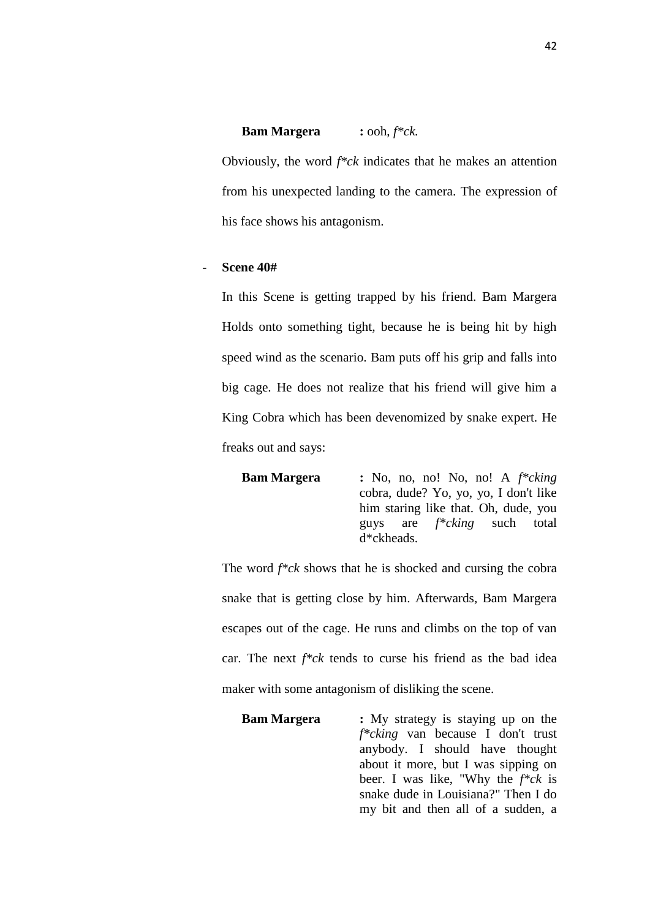**Bam Margera** : ooh, *f\*ck.*

Obviously, the word *f\*ck* indicates that he makes an attention from his unexpected landing to the camera. The expression of his face shows his antagonism.

- **Scene 40#**

In this Scene is getting trapped by his friend. Bam Margera Holds onto something tight, because he is being hit by high speed wind as the scenario. Bam puts off his grip and falls into big cage. He does not realize that his friend will give him a King Cobra which has been devenomized by snake expert. He freaks out and says:

**Bam Margera** : No, no, no! No, no! A *f\*cking* cobra, dude? Yo, yo, yo, I don't like him staring like that. Oh, dude, you guys are *f\*cking* such total d\*ckheads.

The word *f\*ck* shows that he is shocked and cursing the cobra snake that is getting close by him. Afterwards, Bam Margera escapes out of the cage. He runs and climbs on the top of van car. The next *f\*ck* tends to curse his friend as the bad idea maker with some antagonism of disliking the scene.

**Bam Margera** : My strategy is staying up on the *f\*cking* van because I don't trust anybody. I should have thought about it more, but I was sipping on beer. I was like, "Why the *f\*ck* is snake dude in Louisiana?" Then I do my bit and then all of a sudden, a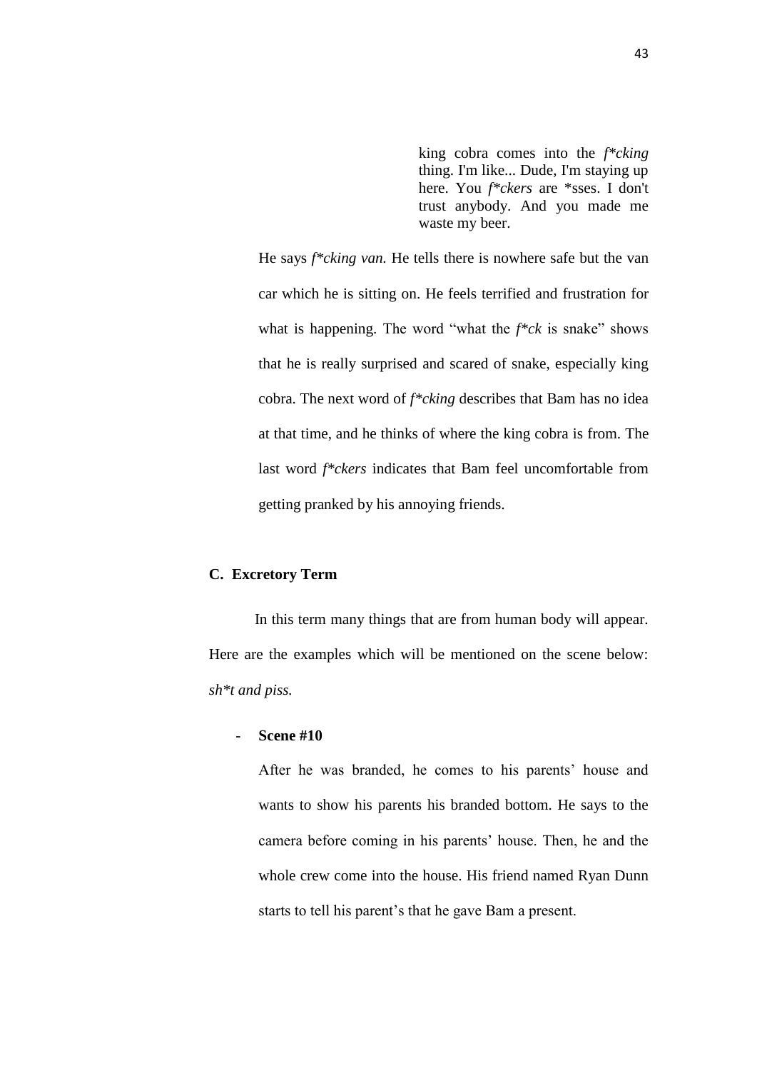> king cobra comes into the *f*cking* thing. I'm like... Dude, I'm staying up here. You *f*ckers* are *sses. I don't trust anybody. And you made me waste my beer.

He says *f*cking van.* He tells there is nowhere safe but the van car which he is sitting on. He feels terrified and frustration for what is happening. The word "what the *f*ck* is snake" shows that he is really surprised and scared of snake, especially king cobra. The next word of *f*cking* describes that Bam has no idea at that time, and he thinks of where the king cobra is from. The last word *f*ckers* indicates that Bam feel uncomfortable from getting pranked by his annoying friends.

## C. Excretory Term

In this term many things that are from human body will appear. Here are the examples which will be mentioned on the scene below: *sh*t and piss.*

- **Scene #10**

  After he was branded, he comes to his parents' house and wants to show his parents his branded bottom. He says to the camera before coming in his parents' house. Then, he and the whole crew come into the house. His friend named Ryan Dunn starts to tell his parent's that he gave Bam a present.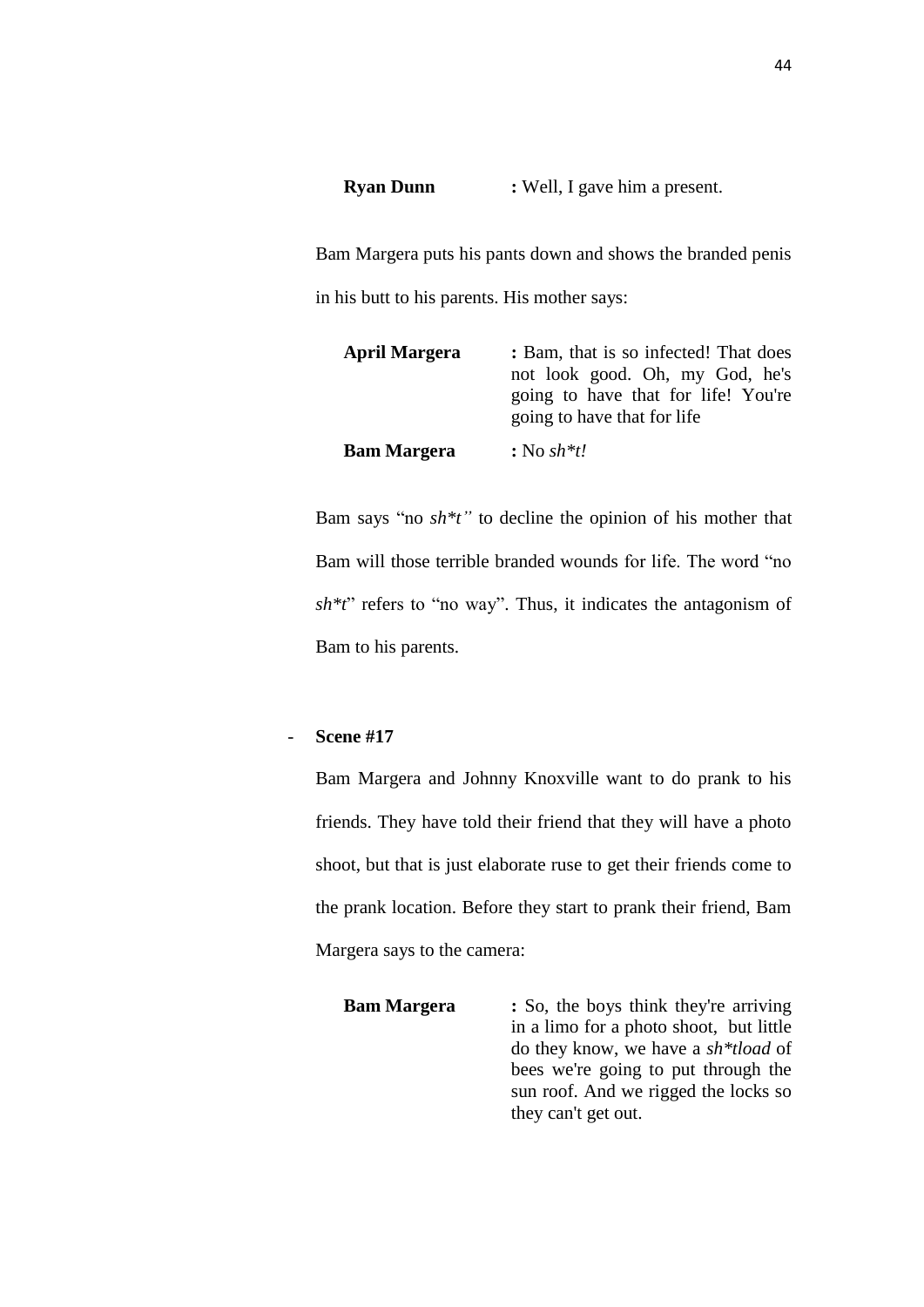**Ryan Dunn** : Well, I gave him a present.

Bam Margera puts his pants down and shows the branded penis in his butt to his parents. His mother says:

**April Margera** : Bam, that is so infected! That does not look good. Oh, my God, he's going to have that for life! You're going to have that for life

**Bam Margera** : No *sh*t!*

Bam says "no *sh*t"* to decline the opinion of his mother that Bam will those terrible branded wounds for life. The word "no *sh*t*" refers to "no way". Thus, it indicates the antagonism of Bam to his parents.

- **Scene #17**

Bam Margera and Johnny Knoxville want to do prank to his friends. They have told their friend that they will have a photo shoot, but that is just elaborate ruse to get their friends come to the prank location. Before they start to prank their friend, Bam Margera says to the camera:

**Bam Margera** : So, the boys think they're arriving in a limo for a photo shoot, but little do they know, we have a *sh*tload* of bees we're going to put through the sun roof. And we rigged the locks so they can't get out.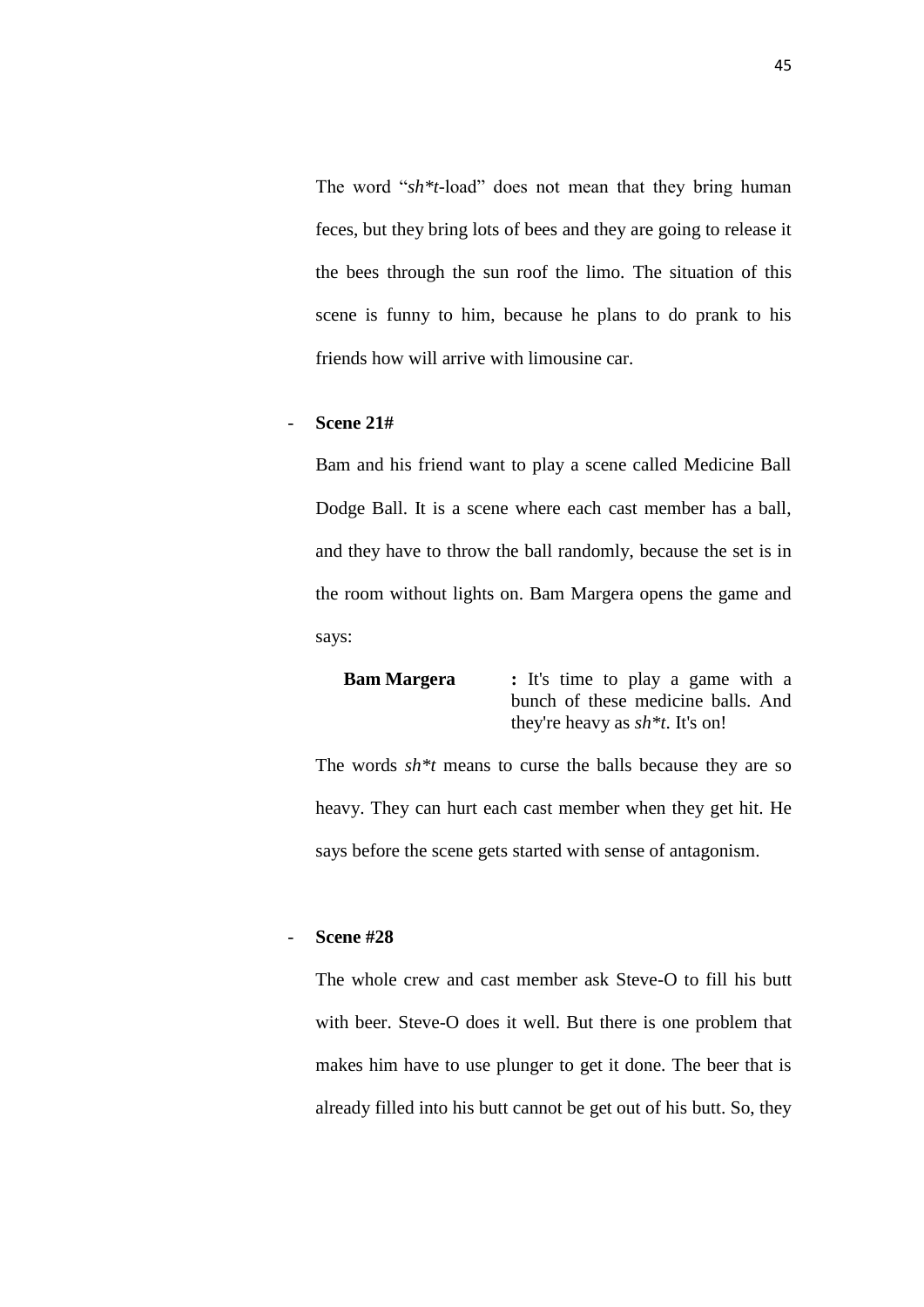The word "*sh*t*-load" does not mean that they bring human feces, but they bring lots of bees and they are going to release it the bees through the sun roof the limo. The situation of this scene is funny to him, because he plans to do prank to his friends how will arrive with limousine car.

- **Scene 21#**

  Bam and his friend want to play a scene called Medicine Ball Dodge Ball. It is a scene where each cast member has a ball, and they have to throw the ball randomly, because the set is in the room without lights on. Bam Margera opens the game and says:

  **Bam Margera** **:** It's time to play a game with a bunch of these medicine balls. And they're heavy as *sh*t*. It's on!

  The words *sh*t* means to curse the balls because they are so heavy. They can hurt each cast member when they get hit. He says before the scene gets started with sense of antagonism.

- **Scene #28**

  The whole crew and cast member ask Steve-O to fill his butt with beer. Steve-O does it well. But there is one problem that makes him have to use plunger to get it done. The beer that is already filled into his butt cannot be get out of his butt. So, they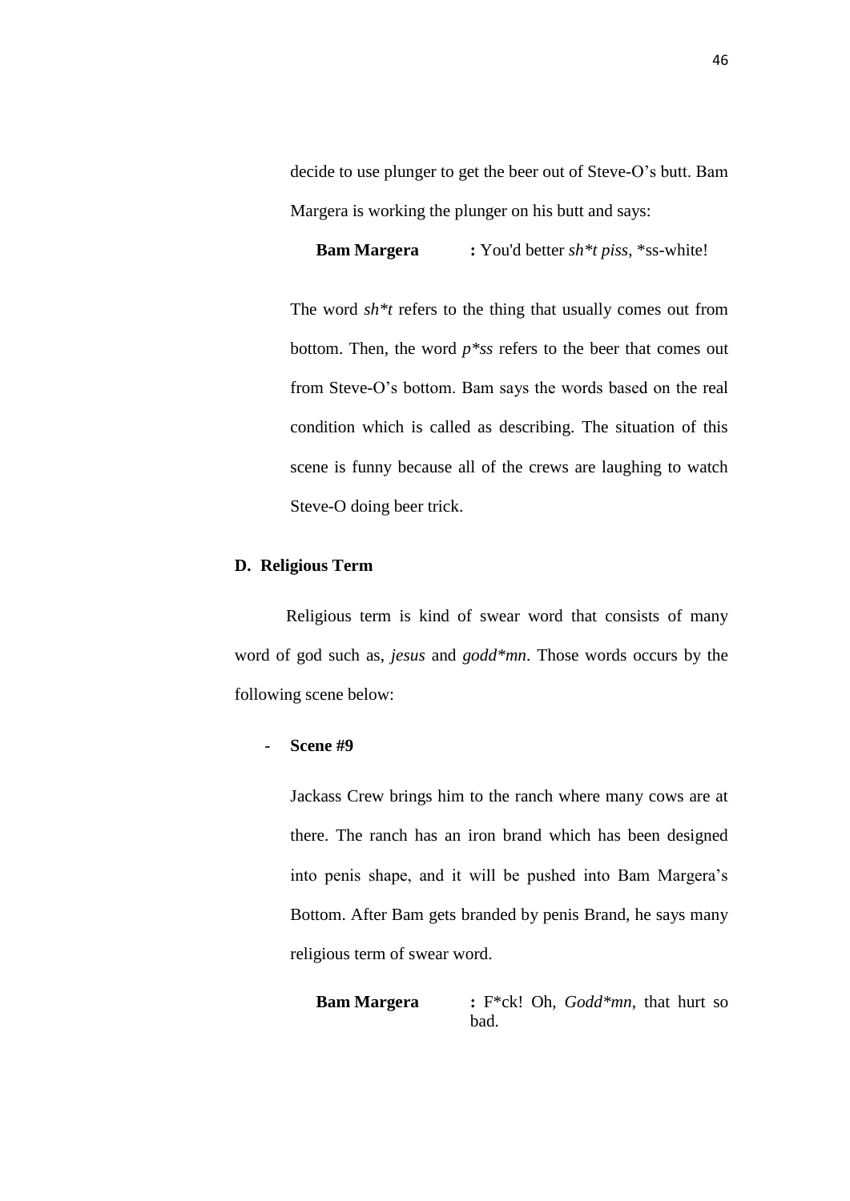decide to use plunger to get the beer out of Steve-O's butt. Bam Margera is working the plunger on his butt and says:

**Bam Margera** **:** You'd better *sh*t piss*, *ss-white!

The word *sh*t* refers to the thing that usually comes out from bottom. Then, the word *p*ss* refers to the beer that comes out from Steve-O's bottom. Bam says the words based on the real condition which is called as describing. The situation of this scene is funny because all of the crews are laughing to watch Steve-O doing beer trick.

## D. Religious Term

Religious term is kind of swear word that consists of many word of god such as, *jesus* and *godd*mn*. Those words occurs by the following scene below:

- **Scene #9**

Jackass Crew brings him to the ranch where many cows are at there. The ranch has an iron brand which has been designed into penis shape, and it will be pushed into Bam Margera's Bottom. After Bam gets branded by penis Brand, he says many religious term of swear word.

**Bam Margera** **:** F*ck! Oh, *Godd*mn*, that hurt so bad.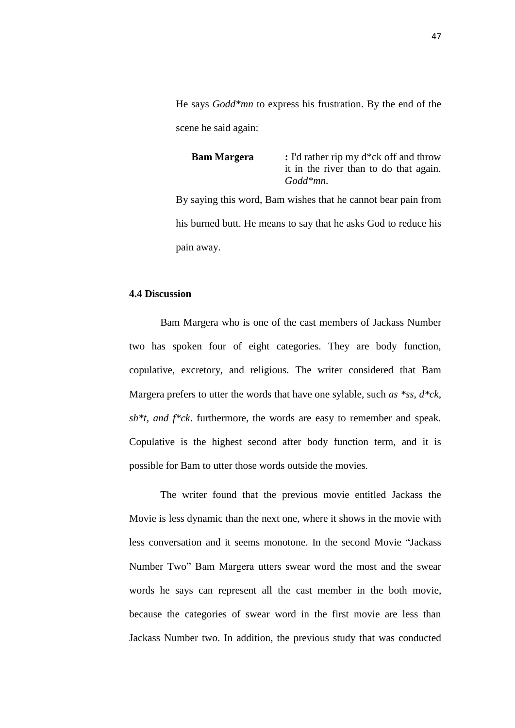He says *Godd*mn* to express his frustration. By the end of the scene he said again:

**Bam Margera** : I'd rather rip my d*ck off and throw it in the river than to do that again. *Godd*mn.*

By saying this word, Bam wishes that he cannot bear pain from his burned butt. He means to say that he asks God to reduce his pain away.

## 4.4 Discussion

Bam Margera who is one of the cast members of Jackass Number two has spoken four of eight categories. They are body function, copulative, excretory, and religious. The writer considered that Bam Margera prefers to utter the words that have one sylable, such *as *ss, d*ck, sh*t, and f*ck.* furthermore, the words are easy to remember and speak. Copulative is the highest second after body function term, and it is possible for Bam to utter those words outside the movies.

The writer found that the previous movie entitled Jackass the Movie is less dynamic than the next one, where it shows in the movie with less conversation and it seems monotone. In the second Movie "Jackass Number Two" Bam Margera utters swear word the most and the swear words he says can represent all the cast member in the both movie, because the categories of swear word in the first movie are less than Jackass Number two. In addition, the previous study that was conducted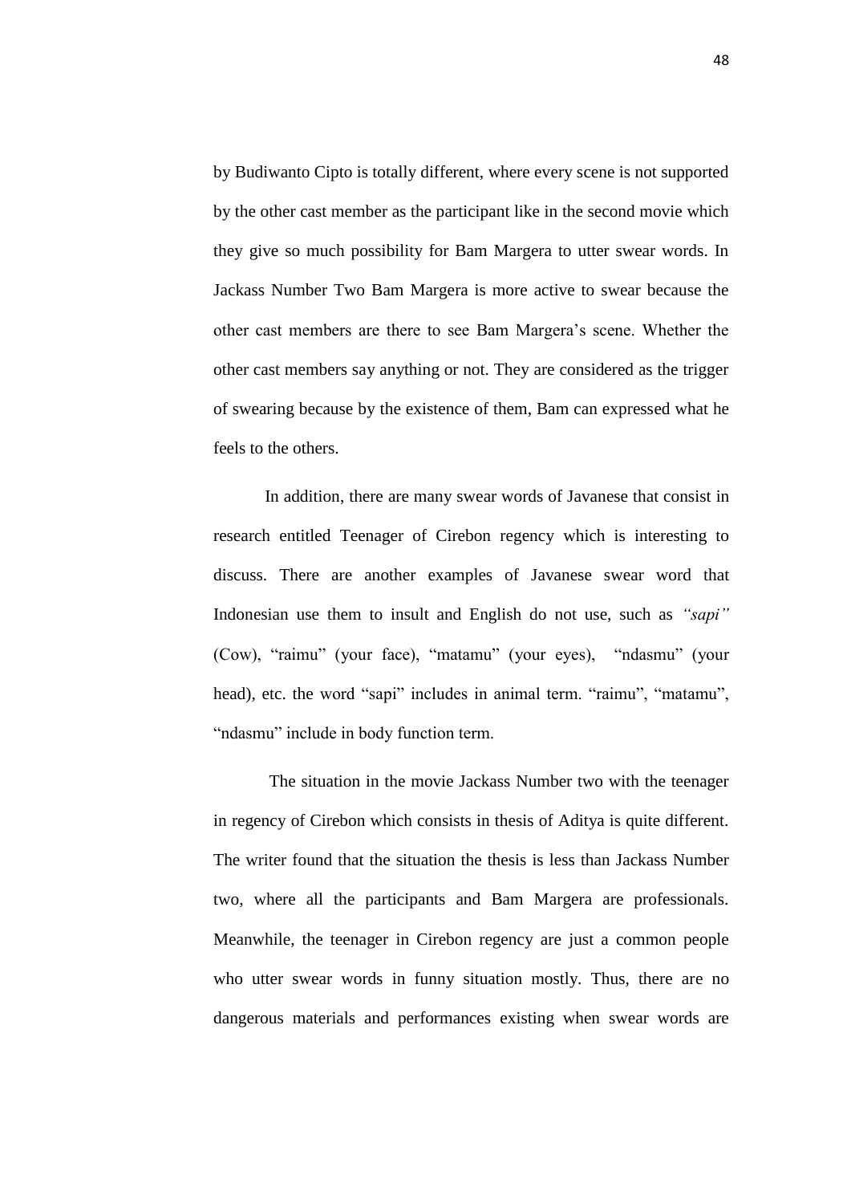by Budiwanto Cipto is totally different, where every scene is not supported by the other cast member as the participant like in the second movie which they give so much possibility for Bam Margera to utter swear words. In Jackass Number Two Bam Margera is more active to swear because the other cast members are there to see Bam Margera's scene. Whether the other cast members say anything or not. They are considered as the trigger of swearing because by the existence of them, Bam can expressed what he feels to the others.

In addition, there are many swear words of Javanese that consist in research entitled Teenager of Cirebon regency which is interesting to discuss. There are another examples of Javanese swear word that Indonesian use them to insult and English do not use, such as *"sapi"* (Cow), "raimu" (your face), "matamu" (your eyes), "ndasmu" (your head), etc. the word "sapi" includes in animal term. "raimu", "matamu", "ndasmu" include in body function term.

The situation in the movie Jackass Number two with the teenager in regency of Cirebon which consists in thesis of Aditya is quite different. The writer found that the situation the thesis is less than Jackass Number two, where all the participants and Bam Margera are professionals. Meanwhile, the teenager in Cirebon regency are just a common people who utter swear words in funny situation mostly. Thus, there are no dangerous materials and performances existing when swear words are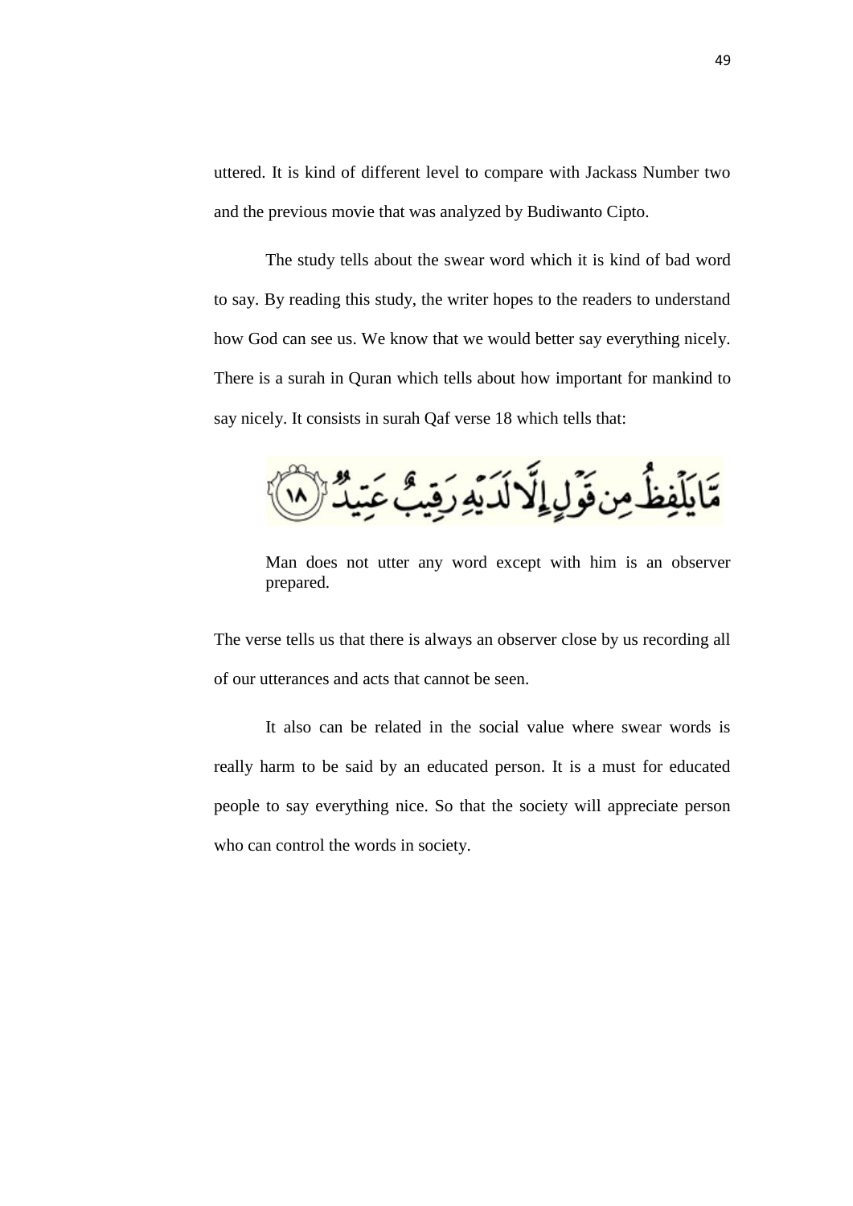uttered. It is kind of different level to compare with Jackass Number two and the previous movie that was analyzed by Budiwanto Cipto.

The study tells about the swear word which it is kind of bad word to say. By reading this study, the writer hopes to the readers to understand how God can see us. We know that we would better say everything nicely. There is a surah in Quran which tells about how important for mankind to say nicely. It consists in surah Qaf verse 18 which tells that:

مَّا يَلْفِظُ مِن قَوْلٍ إِلَّا لَدَيْهِ رَقِيبٌ عَتِيدٌ ﴿١٨﴾

> Man does not utter any word except with him is an observer prepared.

The verse tells us that there is always an observer close by us recording all of our utterances and acts that cannot be seen.

It also can be related in the social value where swear words is really harm to be said by an educated person. It is a must for educated people to say everything nice. So that the society will appreciate person who can control the words in society.